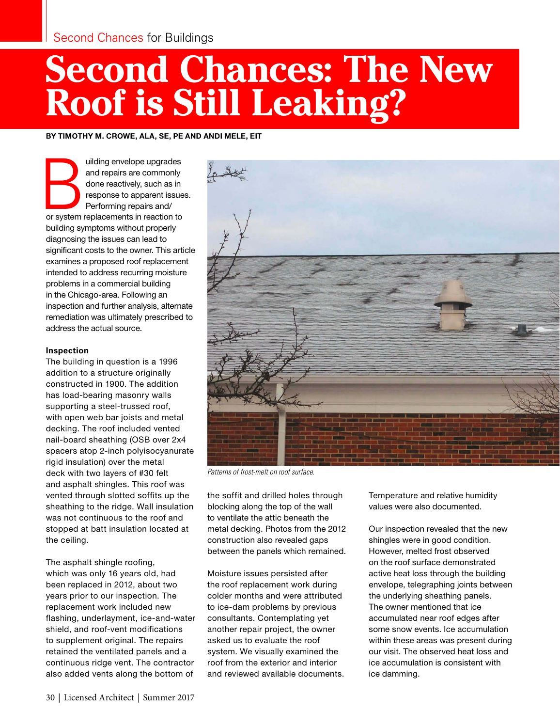# Second Chances: The New Roof is Still Leaking?

**BY TIMOTHY M. CROWE, ALA, SE, PE AND ANDI MELE, EIT**

Building envelope upgrades and repairs are commonly done reactively, such as in response to apparent issues. Performing repairs and/or system replacements in reaction to building symptoms without properly diagnosing the issues can lead to significant costs to the owner. This article examines a proposed roof replacement intended to address recurring moisture problems in a commercial building in the Chicago-area. Following an inspection and further analysis, alternate remediation was ultimately prescribed to address the actual source.

#### Inspection

The building in question is a 1996 addition to a structure originally constructed in 1900. The addition has load-bearing masonry walls supporting a steel-trussed roof, with open web bar joists and metal decking. The roof included vented nail-board sheathing (OSB over 2x4 spacers atop 2-inch polyisocyanurate rigid insulation) over the metal deck with two layers of #30 felt and asphalt shingles. This roof was vented through slotted soffits up the sheathing to the ridge. Wall insulation was not continuous to the roof and stopped at batt insulation located at the ceiling.

The asphalt shingle roofing, which was only 16 years old, had been replaced in 2012, about two years prior to our inspection. The replacement work included new flashing, underlayment, ice-and-water shield, and roof-vent modifications to supplement original. The repairs retained the ventilated panels and a continuous ridge vent. The contractor also added vents along the bottom of the soffit and drilled holes through blocking along the top of the wall to ventilate the attic beneath the metal decking. Photos from the 2012 construction also revealed gaps between the panels which remained.

*Patterns of frost-melt on roof surface.*

Moisture issues persisted after the roof replacement work during colder months and were attributed to ice-dam problems by previous consultants. Contemplating yet another repair project, the owner asked us to evaluate the roof system. We visually examined the roof from the exterior and interior and reviewed available documents. Temperature and relative humidity values were also documented.

Our inspection revealed that the new shingles were in good condition. However, melted frost observed on the roof surface demonstrated active heat loss through the building envelope, telegraphing joints between the underlying sheathing panels. The owner mentioned that ice accumulated near roof edges after some snow events. Ice accumulation within these areas was present during our visit. The observed heat loss and ice accumulation is consistent with ice damming.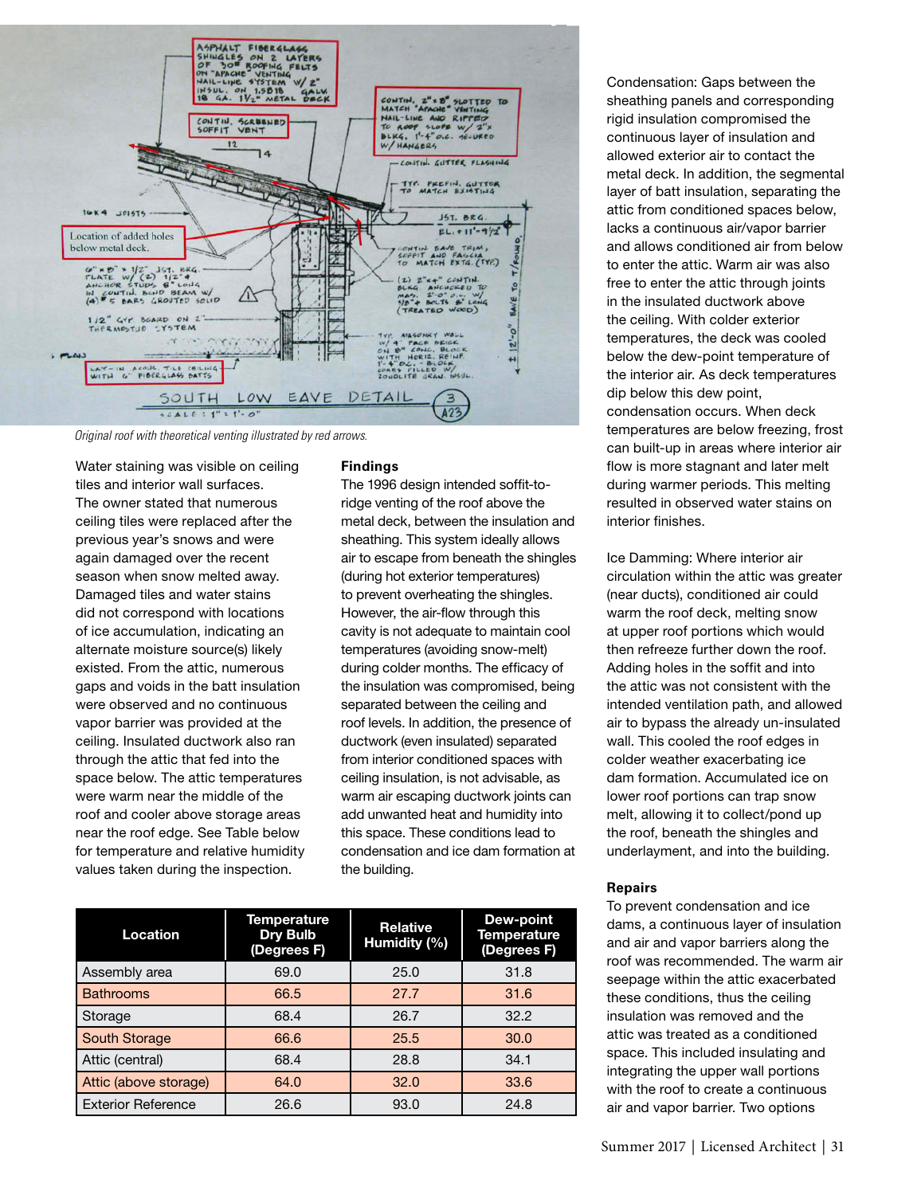Original roof with theoretical venting illustrated by red arrows.

Water staining was visible on ceiling tiles and interior wall surfaces. The owner stated that numerous ceiling tiles were replaced after the previous year's snows and were again damaged over the recent season when snow melted away. Damaged tiles and water stains did not correspond with locations of ice accumulation, indicating an alternate moisture source(s) likely existed. From the attic, numerous gaps and voids in the batt insulation were observed and no continuous vapor barrier was provided at the ceiling. Insulated ductwork also ran through the attic that fed into the space below. The attic temperatures were warm near the middle of the roof and cooler above storage areas near the roof edge. See Table below for temperature and relative humidity values taken during the inspection.

**Findings**

The 1996 design intended soffit-to-ridge venting of the roof above the metal deck, between the insulation and sheathing. This system ideally allows air to escape from beneath the shingles (during hot exterior temperatures) to prevent overheating the shingles. However, the air-flow through this cavity is not adequate to maintain cool temperatures (avoiding snow-melt) during colder months. The efficacy of the insulation was compromised, being separated between the ceiling and roof levels. In addition, the presence of ductwork (even insulated) separated from interior conditioned spaces with ceiling insulation, is not advisable, as warm air escaping ductwork joints can add unwanted heat and humidity into this space. These conditions lead to condensation and ice dam formation at the building.

| Location | Temperature Dry Bulb (Degrees F) | Relative Humidity (%) | Dew-point Temperature (Degrees F) |
|---|---|---|---|
| Assembly area | 69.0 | 25.0 | 31.8 |
| Bathrooms | 66.5 | 27.7 | 31.6 |
| Storage | 68.4 | 26.7 | 32.2 |
| South Storage | 66.6 | 25.5 | 30.0 |
| Attic (central) | 68.4 | 28.8 | 34.1 |
| Attic (above storage) | 64.0 | 32.0 | 33.6 |
| Exterior Reference | 26.6 | 93.0 | 24.8 |

Condensation: Gaps between the sheathing panels and corresponding rigid insulation compromised the continuous layer of insulation and allowed exterior air to contact the metal deck. In addition, the segmental layer of batt insulation, separating the attic from conditioned spaces below, lacks a continuous air/vapor barrier and allows conditioned air from below to enter the attic. Warm air was also free to enter the attic through joints in the insulated ductwork above the ceiling. With colder exterior temperatures, the deck was cooled below the dew-point temperature of the interior air. As deck temperatures dip below this dew point, condensation occurs. When deck temperatures are below freezing, frost can built-up in areas where interior air flow is more stagnant and later melt during warmer periods. This melting resulted in observed water stains on interior finishes.

Ice Damming: Where interior air circulation within the attic was greater (near ducts), conditioned air could warm the roof deck, melting snow at upper roof portions which would then refreeze further down the roof. Adding holes in the soffit and into the attic was not consistent with the intended ventilation path, and allowed air to bypass the already un-insulated wall. This cooled the roof edges in colder weather exacerbating ice dam formation. Accumulated ice on lower roof portions can trap snow melt, allowing it to collect/pond up the roof, beneath the shingles and underlayment, and into the building.

**Repairs**

To prevent condensation and ice dams, a continuous layer of insulation and air and vapor barriers along the roof was recommended. The warm air seepage within the attic exacerbated these conditions, thus the ceiling insulation was removed and the attic was treated as a conditioned space. This included insulating and integrating the upper wall portions with the roof to create a continuous air and vapor barrier. Two options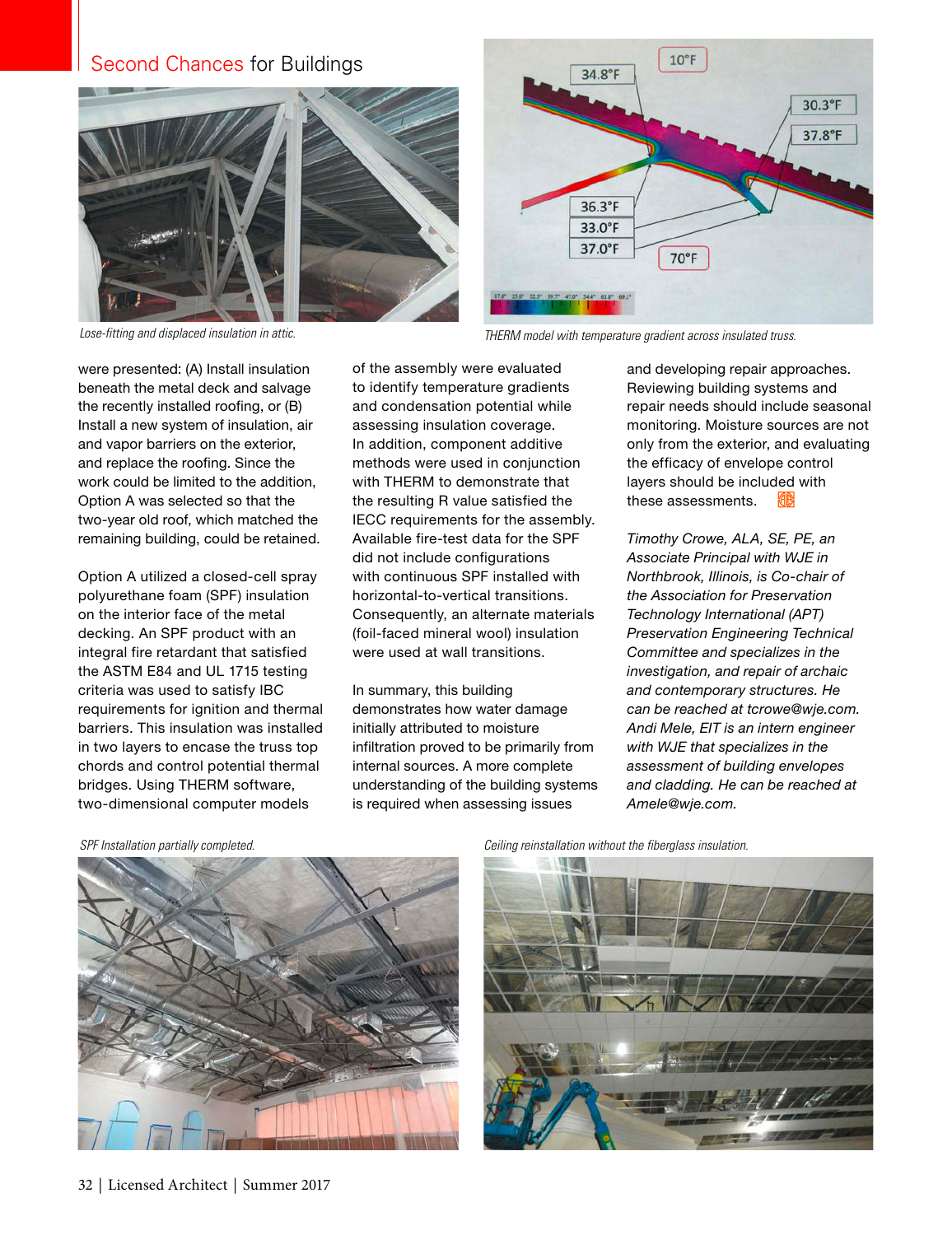Lose-fitting and displaced insulation in attic.

34.8°F
10°F
30.3°F
37.8°F
36.3°F
33.0°F
37.0°F
70°F

THERM model with temperature gradient across insulated truss.

were presented: (A) Install insulation beneath the metal deck and salvage the recently installed roofing, or (B) Install a new system of insulation, air and vapor barriers on the exterior, and replace the roofing. Since the work could be limited to the addition, Option A was selected so that the two-year old roof, which matched the remaining building, could be retained.

Option A utilized a closed-cell spray polyurethane foam (SPF) insulation on the interior face of the metal decking. An SPF product with an integral fire retardant that satisfied the ASTM E84 and UL 1715 testing criteria was used to satisfy IBC requirements for ignition and thermal barriers. This insulation was installed in two layers to encase the truss top chords and control potential thermal bridges. Using THERM software, two-dimensional computer models of the assembly were evaluated to identify temperature gradients and condensation potential while assessing insulation coverage. In addition, component additive methods were used in conjunction with THERM to demonstrate that the resulting R value satisfied the IECC requirements for the assembly. Available fire-test data for the SPF did not include configurations with continuous SPF installed with horizontal-to-vertical transitions. Consequently, an alternate materials (foil-faced mineral wool) insulation were used at wall transitions.

In summary, this building demonstrates how water damage initially attributed to moisture infiltration proved to be primarily from internal sources. A more complete understanding of the building systems is required when using issues and developing repair approaches. Reviewing building systems and repair needs should include seasonal monitoring. Moisture sources are not only from the exterior, and evaluating the efficacy of envelope control layers should be included with these assessments.

*Timothy Crowe, ALA, SE, PE, an Associate Principal with WJE in Northbrook, Illinois, is Co-chair of the Association for Preservation Technology International (APT) Preservation Engineering Technical Committee and specializes in the investigation, and repair of archaic and contemporary structures. He can be reached at tcrowe@wje.com. Andi Mele, EIT is an intern engineer with WJE that specializes in the assessment of building envelopes and cladding. He can be reached at Amele@wje.com.*

SPF Installation partially completed.

Ceiling reinstallation without the fiberglass insulation.